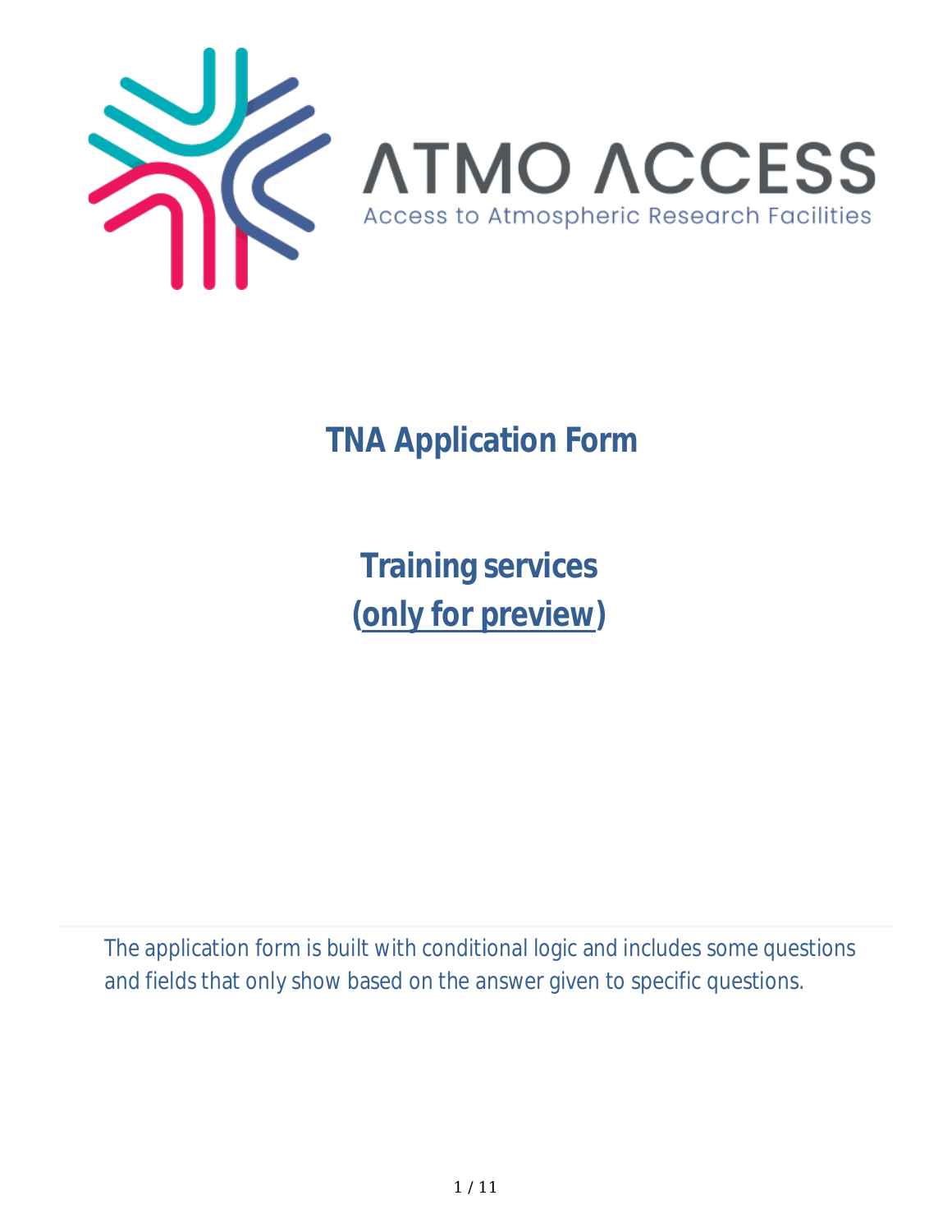ATMO ACCESS

Access to Atmospheric Research Facilities

# TNA Application Form

## Training services
## (only for preview)

The application form is built with conditional logic and includes some questions and fields that only show based on the answer given to specific questions.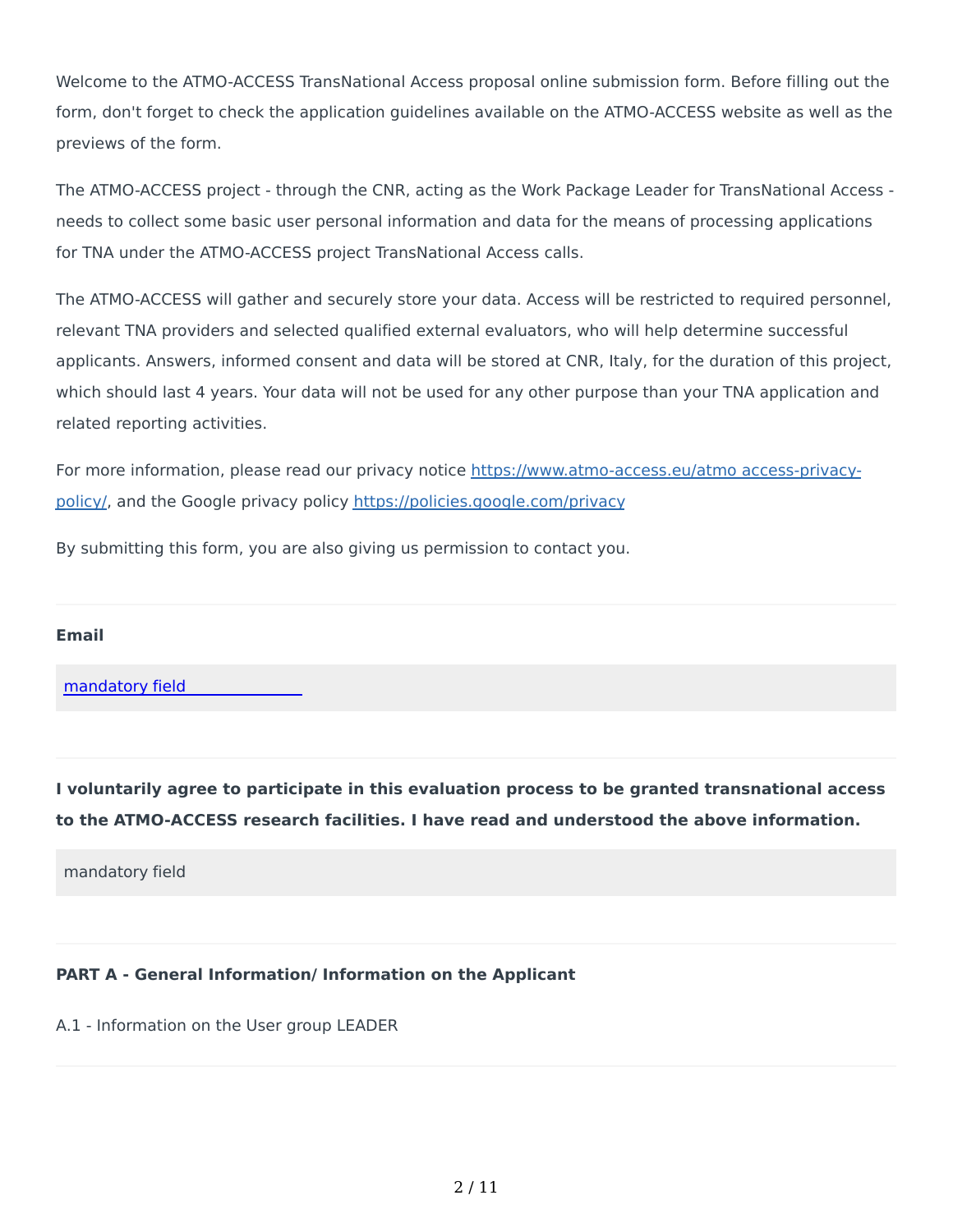Welcome to the ATMO-ACCESS TransNational Access proposal online submission form. Before filling out the form, don't forget to check the application guidelines available on the ATMO-ACCESS website as well as the previews of the form.

The ATMO-ACCESS project - through the CNR, acting as the Work Package Leader for TransNational Access - needs to collect some basic user personal information and data for the means of processing applications for TNA under the ATMO-ACCESS project TransNational Access calls.

The ATMO-ACCESS will gather and securely store your data. Access will be restricted to required personnel, relevant TNA providers and selected qualified external evaluators, who will help determine successful applicants. Answers, informed consent and data will be stored at CNR, Italy, for the duration of this project, which should last 4 years. Your data will not be used for any other purpose than your TNA application and related reporting activities.

For more information, please read our privacy notice [https://www.atmo-access.eu/atmo access-privacy-policy/](https://www.atmo-access.eu/atmo_access-privacy-policy/), and the Google privacy policy [https://policies.google.com/privacy](https://policies.google.com/privacy)

By submitting this form, you are also giving us permission to contact you.

---

**Email**

mandatory field

---

**I voluntarily agree to participate in this evaluation process to be granted transnational access to the ATMO-ACCESS research facilities. I have read and understood the above information.**

mandatory field

---

**PART A - General Information/ Information on the Applicant**

A.1 - Information on the User group LEADER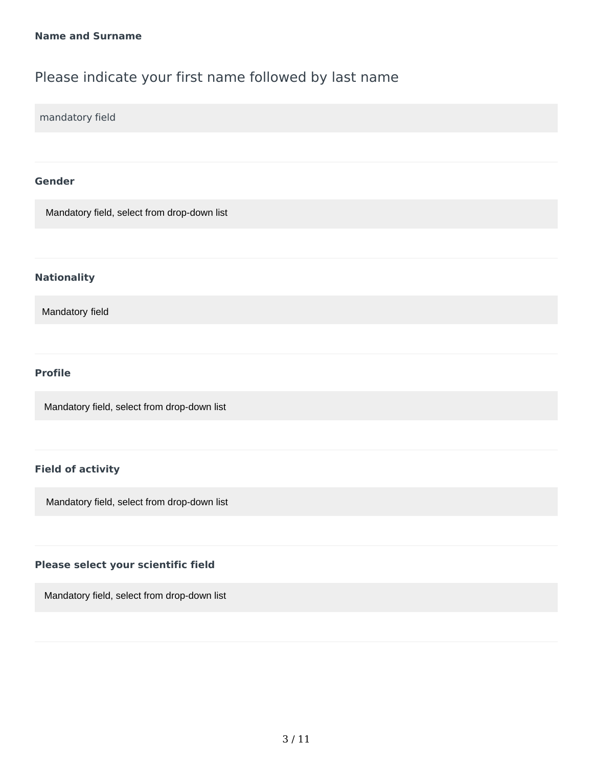**Name and Surname**

Please indicate your first name followed by last name

mandatory field

---

**Gender**

Mandatory field, select from drop-down list

---

**Nationality**

Mandatory field

---

**Profile**

Mandatory field, select from drop-down list

---

**Field of activity**

Mandatory field, select from drop-down list

---

**Please select your scientific field**

Mandatory field, select from drop-down list

---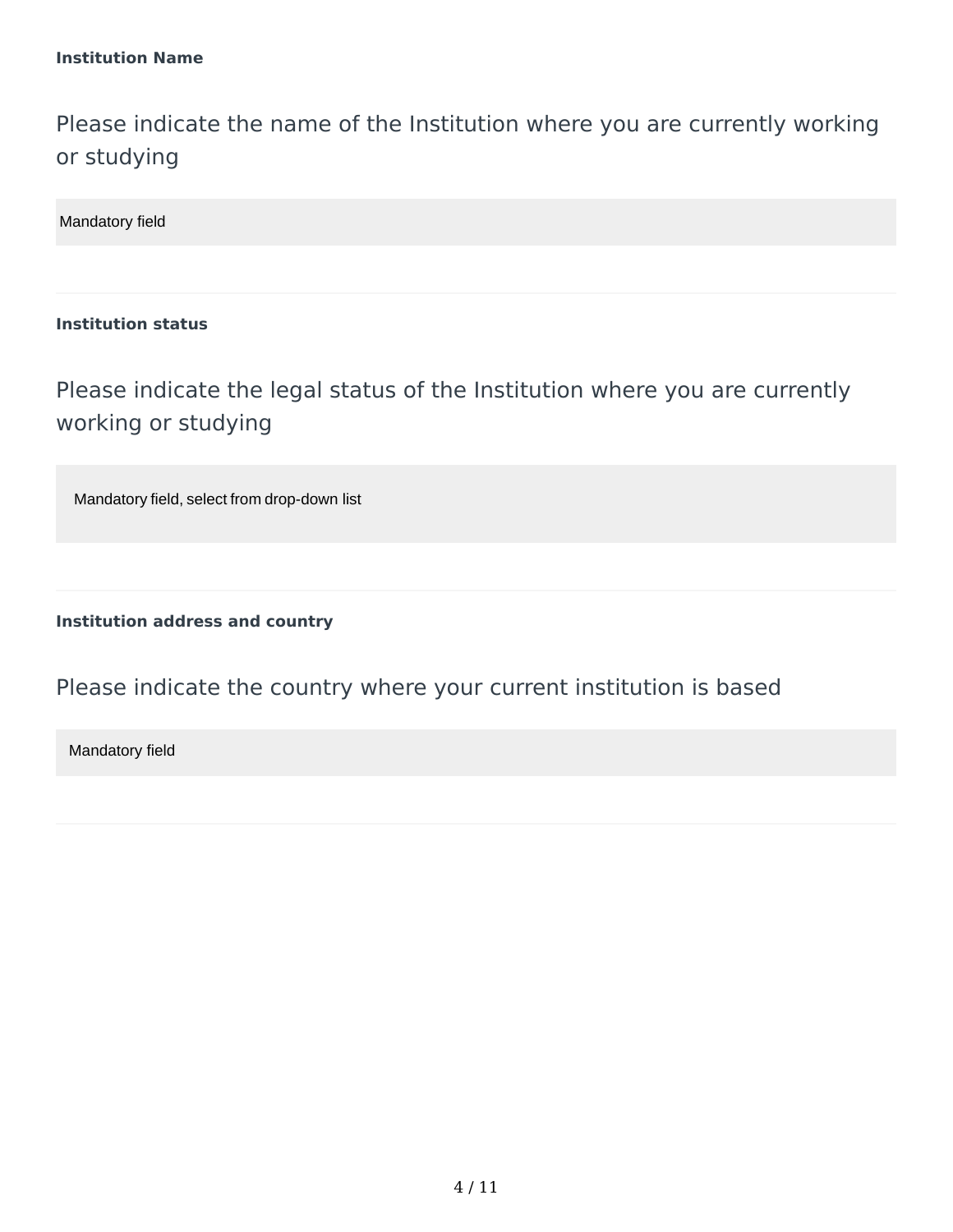**Institution Name**

Please indicate the name of the Institution where you are currently working or studying

Mandatory field

---

**Institution status**

Please indicate the legal status of the Institution where you are currently working or studying

Mandatory field, select from drop-down list

---

**Institution address and country**

Please indicate the country where your current institution is based

Mandatory field

---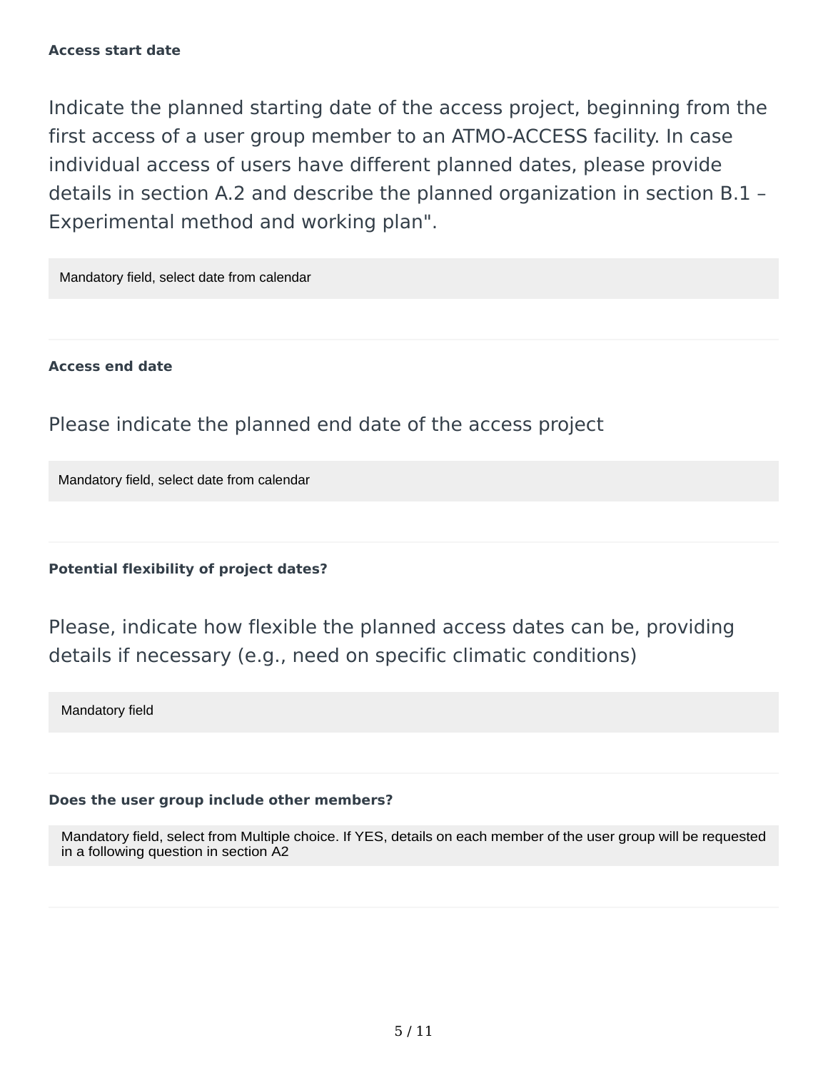**Access start date**

Indicate the planned starting date of the access project, beginning from the first access of a user group member to an ATMO-ACCESS facility. In case individual access of users have different planned dates, please provide details in section A.2 and describe the planned organization in section B.1 – Experimental method and working plan".

Mandatory field, select date from calendar

---

**Access end date**

Please indicate the planned end date of the access project

Mandatory field, select date from calendar

---

**Potential flexibility of project dates?**

Please, indicate how flexible the planned access dates can be, providing details if necessary (e.g., need on specific climatic conditions)

Mandatory field

---

**Does the user group include other members?**

Mandatory field, select from Multiple choice. If YES, details on each member of the user group will be requested in a following question in section A2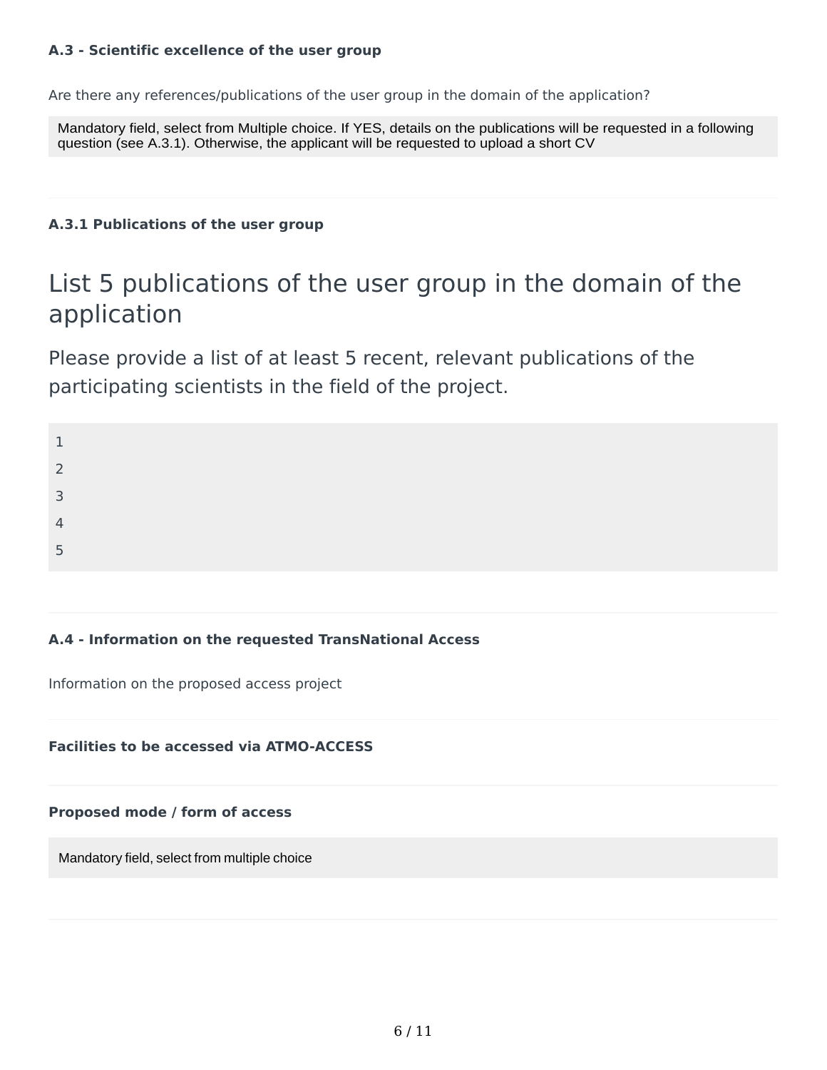**A.3 - Scientific excellence of the user group**

Are there any references/publications of the user group in the domain of the application?

Mandatory field, select from Multiple choice. If YES, details on the publications will be requested in a following question (see A.3.1). Otherwise, the applicant will be requested to upload a short CV

**A.3.1 Publications of the user group**

# List 5 publications of the user group in the domain of the application

## Please provide a list of at least 5 recent, relevant publications of the participating scientists in the field of the project.

1
2
3
4
5

**A.4 - Information on the requested TransNational Access**

Information on the proposed access project

**Facilities to be accessed via ATMO-ACCESS**

**Proposed mode / form of access**

Mandatory field, select from multiple choice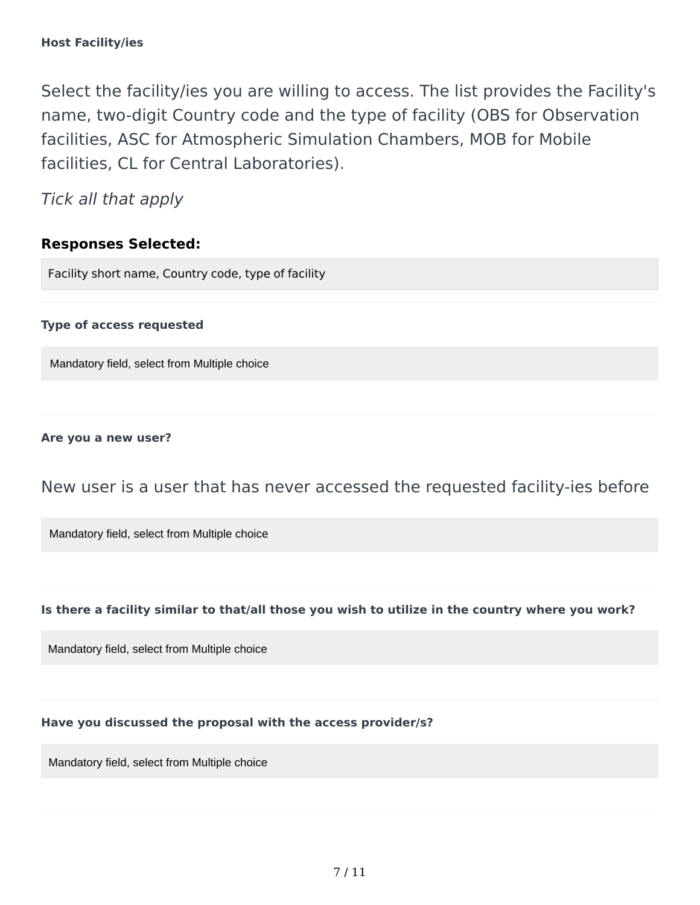**Host Facility/ies**

Select the facility/ies you are willing to access. The list provides the Facility's name, two-digit Country code and the type of facility (OBS for Observation facilities, ASC for Atmospheric Simulation Chambers, MOB for Mobile facilities, CL for Central Laboratories).

*Tick all that apply*

**Responses Selected:**

Facility short name, Country code, type of facility

---

**Type of access requested**

Mandatory field, select from Multiple choice

---

**Are you a new user?**

New user is a user that has never accessed the requested facility-ies before

Mandatory field, select from Multiple choice

---

**Is there a facility similar to that/all those you wish to utilize in the country where you work?**

Mandatory field, select from Multiple choice

---

**Have you discussed the proposal with the access provider/s?**

Mandatory field, select from Multiple choice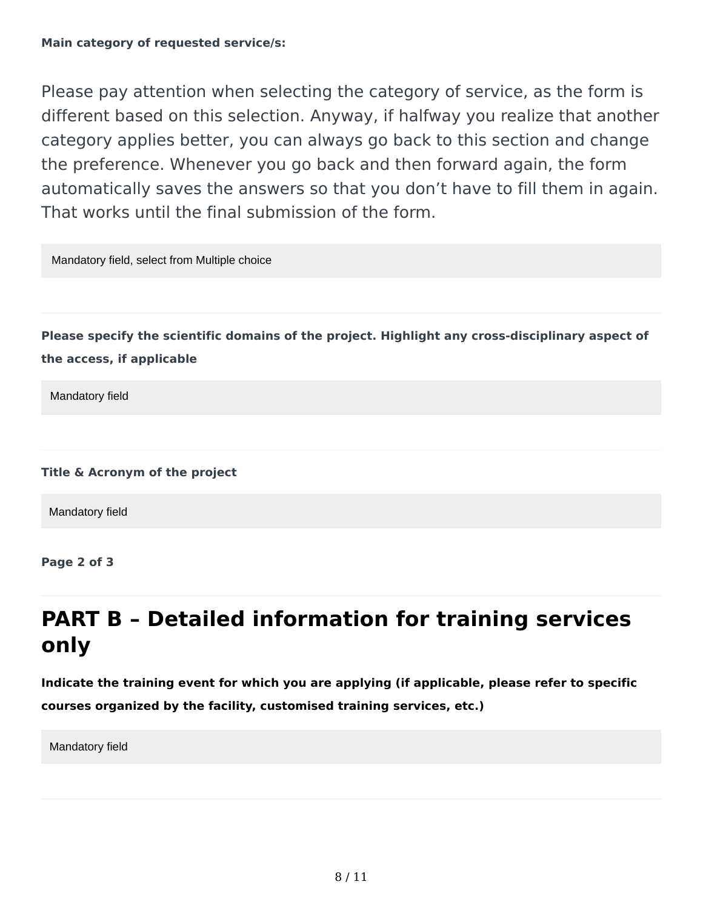**Main category of requested service/s:**

Please pay attention when selecting the category of service, as the form is different based on this selection. Anyway, if halfway you realize that another category applies better, you can always go back to this section and change the preference. Whenever you go back and then forward again, the form automatically saves the answers so that you don't have to fill them in again. That works until the final submission of the form.

Mandatory field, select from Multiple choice

---

**Please specify the scientific domains of the project. Highlight any cross-disciplinary aspect of the access, if applicable**

Mandatory field

---

**Title & Acronym of the project**

Mandatory field

**Page 2 of 3**

---

## PART B – Detailed information for training services only

**Indicate the training event for which you are applying (if applicable, please refer to specific courses organized by the facility, customised training services, etc.)**

Mandatory field

---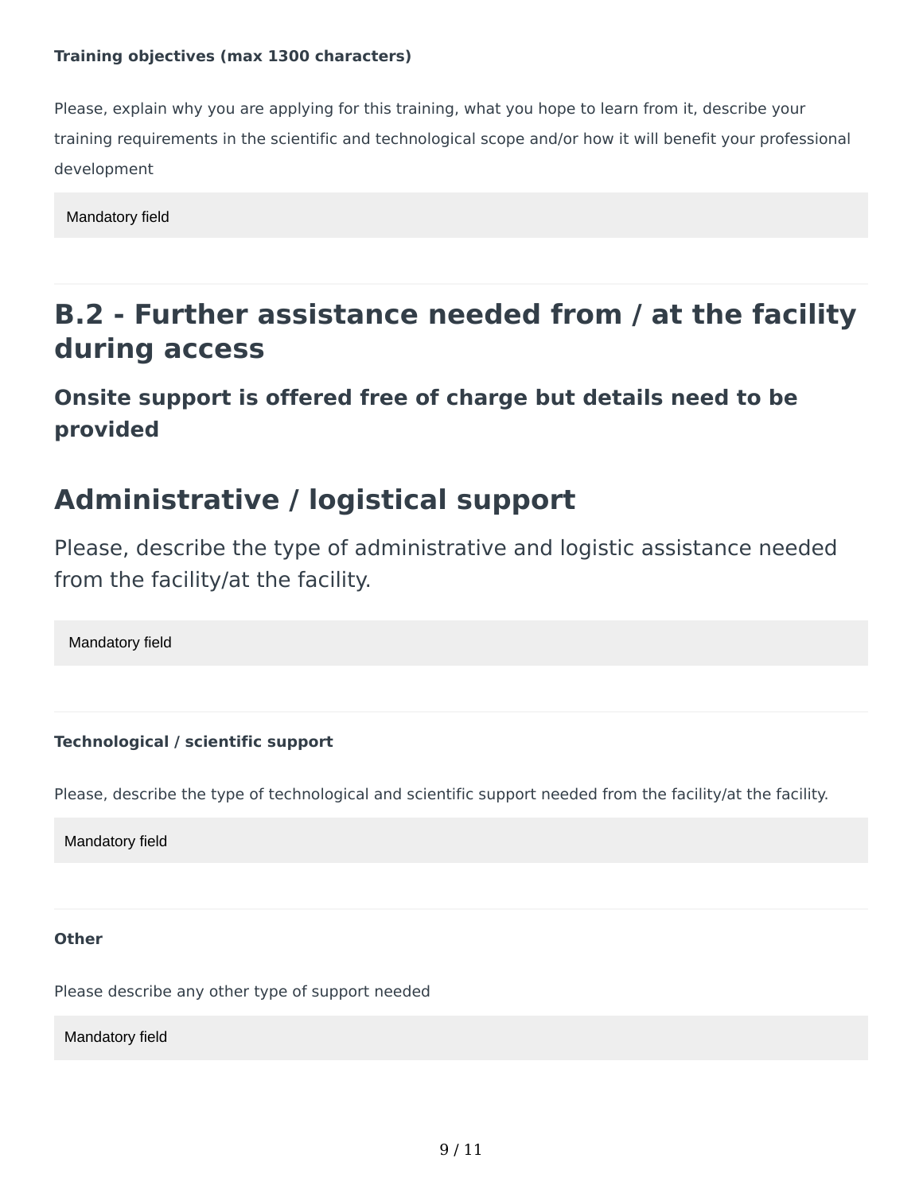**Training objectives (max 1300 characters)**

Please, explain why you are applying for this training, what you hope to learn from it, describe your training requirements in the scientific and technological scope and/or how it will benefit your professional development

Mandatory field

---

## B.2 - Further assistance needed from / at the facility during access

### Onsite support is offered free of charge but details need to be provided

## Administrative / logistical support

Please, describe the type of administrative and logistic assistance needed from the facility/at the facility.

Mandatory field

---

**Technological / scientific support**

Please, describe the type of technological and scientific support needed from the facility/at the facility.

Mandatory field

---

**Other**

Please describe any other type of support needed

Mandatory field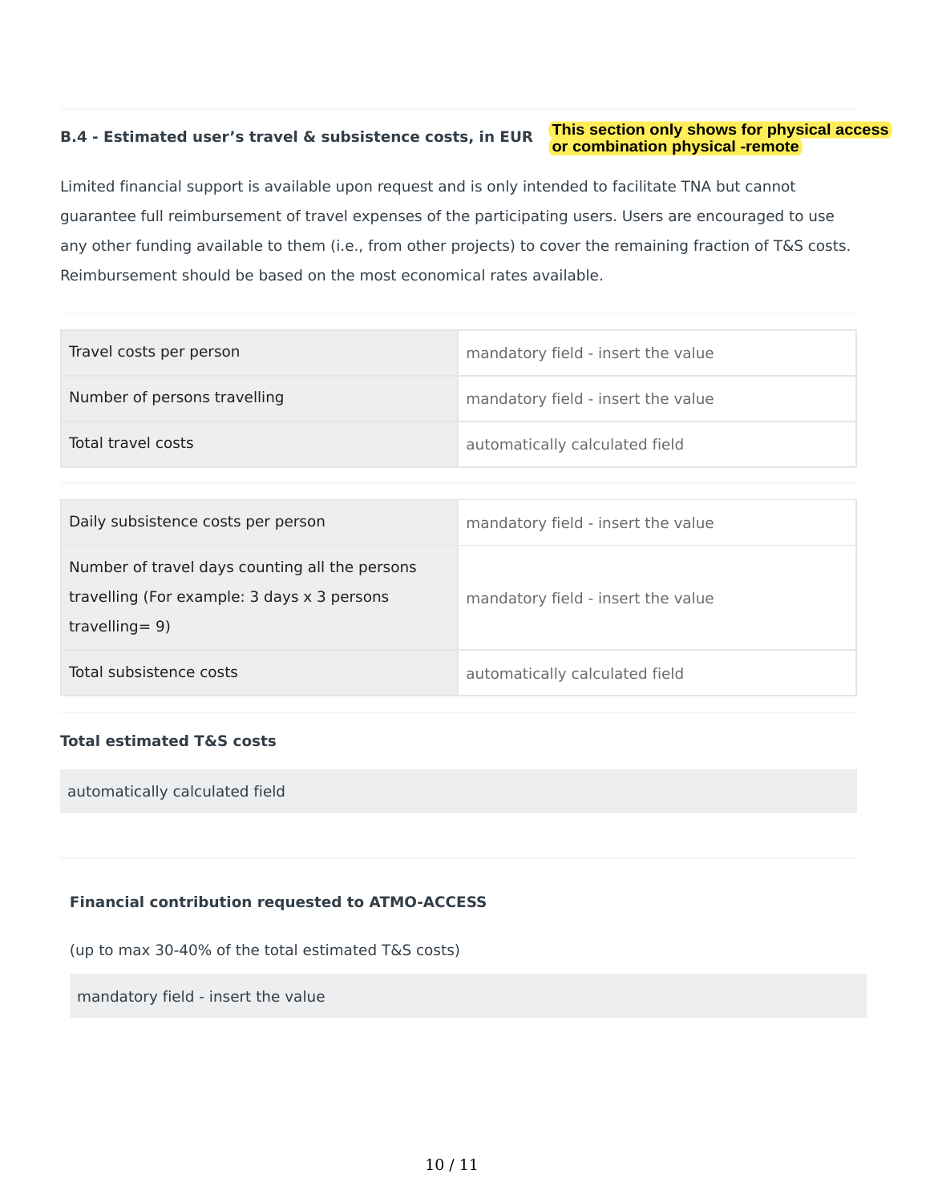### B.4 - Estimated user's travel & subsistence costs, in EUR

**This section only shows for physical access or combination physical -remote**

Limited financial support is available upon request and is only intended to facilitate TNA but cannot guarantee full reimbursement of travel expenses of the participating users. Users are encouraged to use any other funding available to them (i.e., from other projects) to cover the remaining fraction of T&S costs. Reimbursement should be based on the most economical rates available.

| | |
|---|---|
| Travel costs per person | mandatory field - insert the value |
| Number of persons travelling | mandatory field - insert the value |
| Total travel costs | automatically calculated field |

| | |
|---|---|
| Daily subsistence costs per person | mandatory field - insert the value |
| Number of travel days counting all the persons travelling (For example: 3 days x 3 persons travelling= 9) | mandatory field - insert the value |
| Total subsistence costs | automatically calculated field |

**Total estimated T&S costs**

automatically calculated field

**Financial contribution requested to ATMO-ACCESS**

(up to max 30-40% of the total estimated T&S costs)

mandatory field - insert the value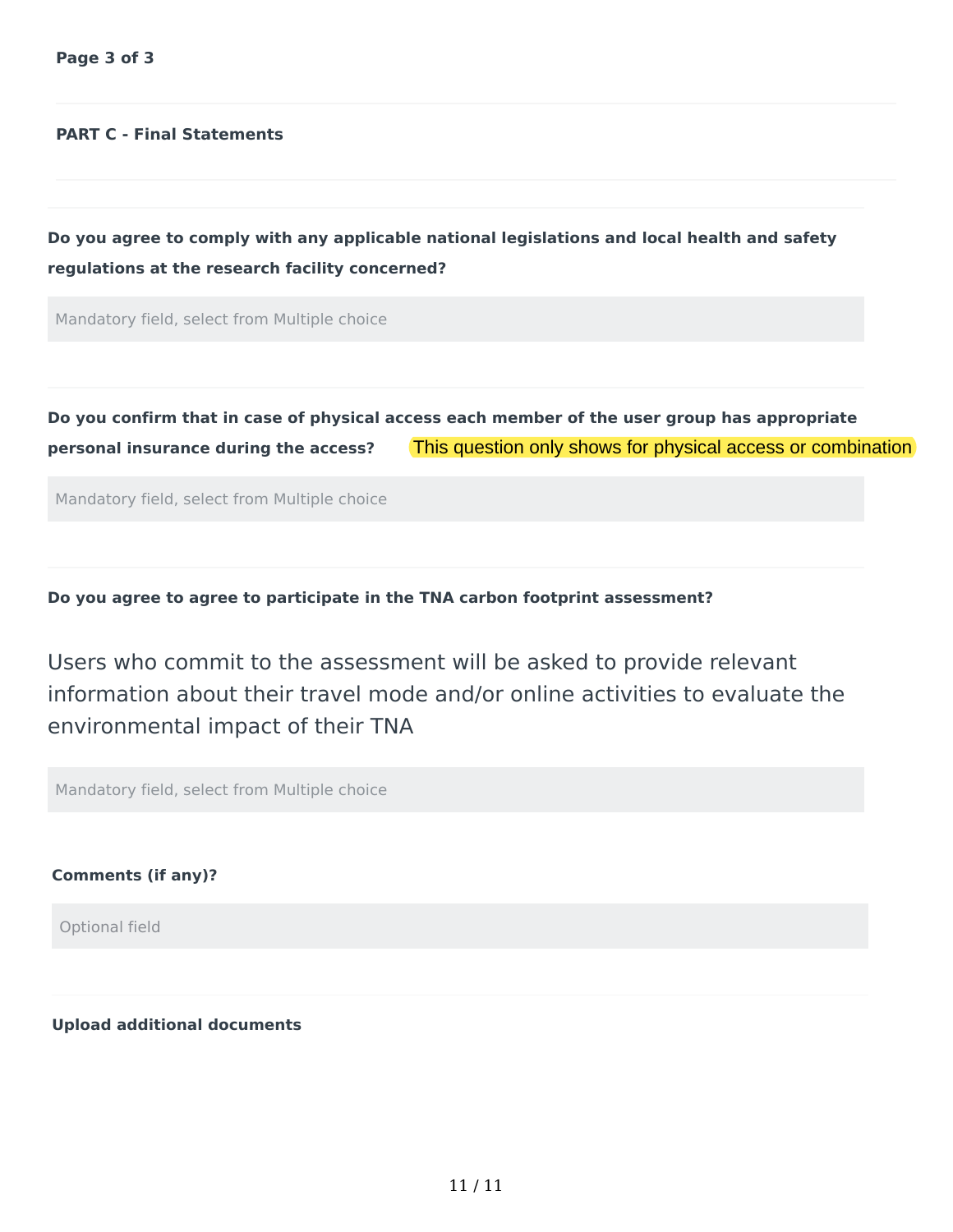**Page 3 of 3**

**PART C - Final Statements**

**Do you agree to comply with any applicable national legislations and local health and safety regulations at the research facility concerned?**

Mandatory field, select from Multiple choice

**Do you confirm that in case of physical access each member of the user group has appropriate personal insurance during the access?** This question only shows for physical access or combination

Mandatory field, select from Multiple choice

**Do you agree to agree to participate in the TNA carbon footprint assessment?**

Users who commit to the assessment will be asked to provide relevant information about their travel mode and/or online activities to evaluate the environmental impact of their TNA

Mandatory field, select from Multiple choice

**Comments (if any)?**

Optional field

**Upload additional documents**